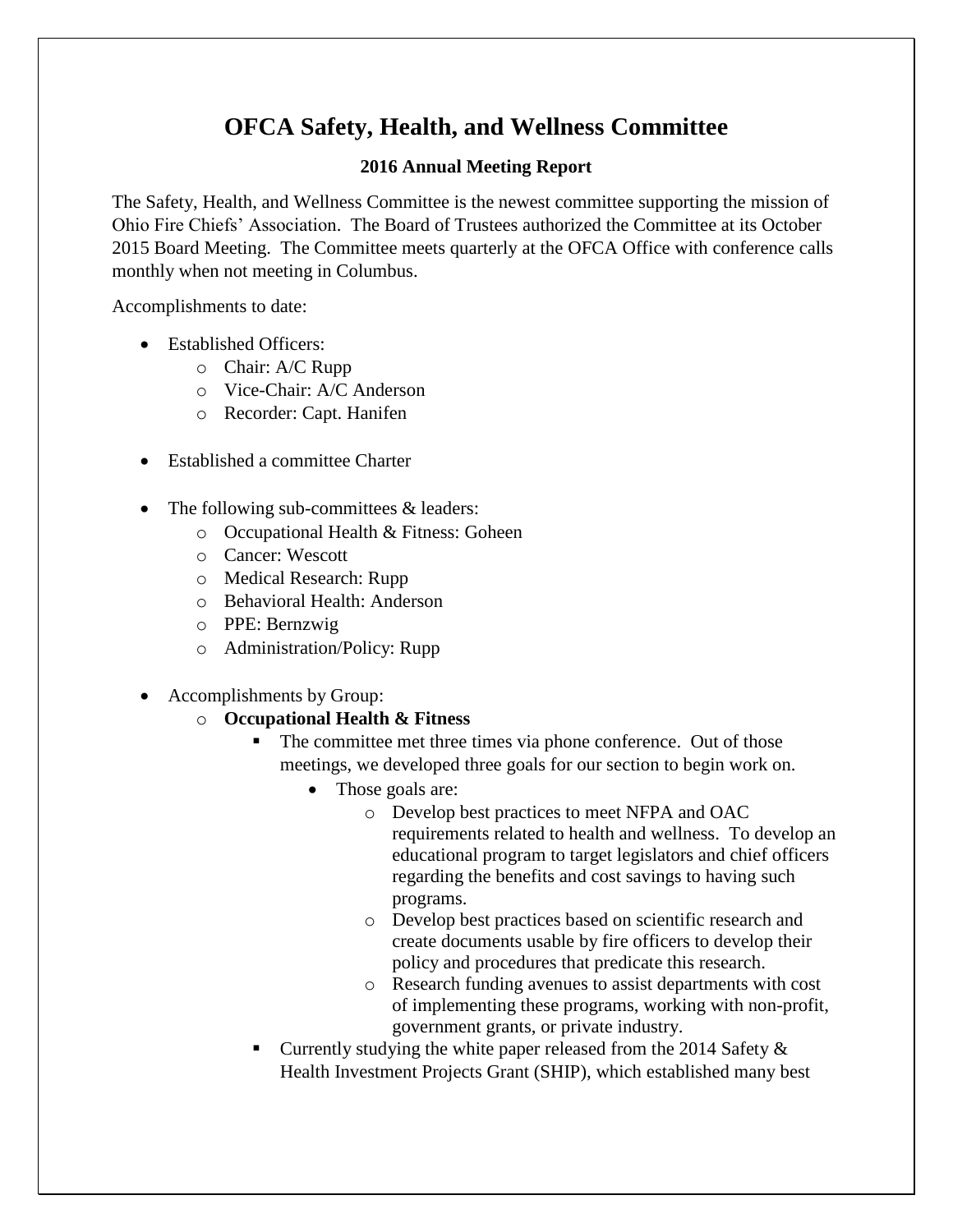# OFCA Safety, Health, and Wellness Committee

## 2016 Annual Meeting Report

The Safety, Health, and Wellness Committee is the newest committee supporting the mission of Ohio Fire Chiefs' Association. The Board of Trustees authorized the Committee at its October 2015 Board Meeting. The Committee meets quarterly at the OFCA Office with conference calls monthly when not meeting in Columbus.

Accomplishments to date:

- Established Officers:
  - Chair: A/C Rupp
  - Vice-Chair: A/C Anderson
  - Recorder: Capt. Hanifen

- Established a committee Charter

- The following sub-committees & leaders:
  - Occupational Health & Fitness: Goheen
  - Cancer: Wescott
  - Medical Research: Rupp
  - Behavioral Health: Anderson
  - PPE: Bernzwig
  - Administration/Policy: Rupp

- Accomplishments by Group:
  - **Occupational Health & Fitness**
    - The committee met three times via phone conference. Out of those meetings, we developed three goals for our section to begin work on.
      - Those goals are:
        - Develop best practices to meet NFPA and OAC requirements related to health and wellness. To develop an educational program to target legislators and chief officers regarding the benefits and cost savings to having such programs.
        - Develop best practices based on scientific research and create documents usable by fire officers to develop their policy and procedures that predicate this research.
        - Research funding avenues to assist departments with cost of implementing these programs, working with non-profit, government grants, or private industry.
    - Currently studying the white paper released from the 2014 Safety & Health Investment Projects Grant (SHIP), which established many best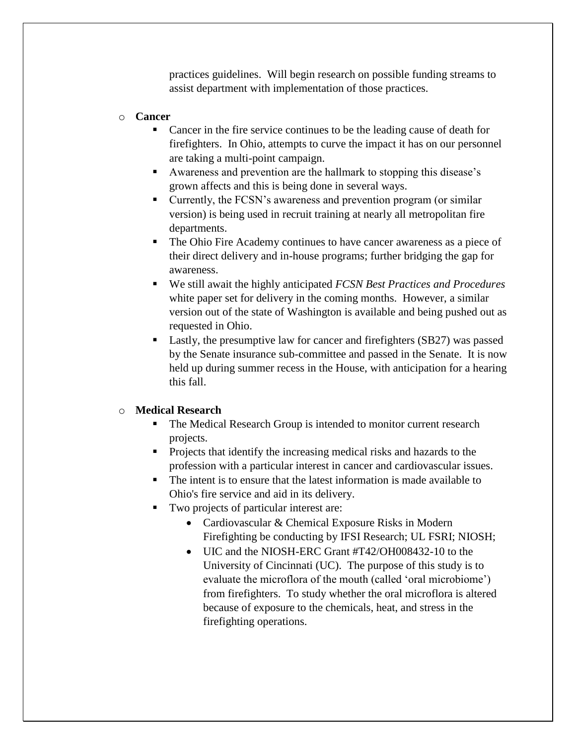practices guidelines. Will begin research on possible funding streams to assist department with implementation of those practices.

- **Cancer**
  - Cancer in the fire service continues to be the leading cause of death for firefighters. In Ohio, attempts to curve the impact it has on our personnel are taking a multi-point campaign.
  - Awareness and prevention are the hallmark to stopping this disease's grown affects and this is being done in several ways.
  - Currently, the FCSN's awareness and prevention program (or similar version) is being used in recruit training at nearly all metropolitan fire departments.
  - The Ohio Fire Academy continues to have cancer awareness as a piece of their direct delivery and in-house programs; further bridging the gap for awareness.
  - We still await the highly anticipated *FCSN Best Practices and Procedures* white paper set for delivery in the coming months. However, a similar version out of the state of Washington is available and being pushed out as requested in Ohio.
  - Lastly, the presumptive law for cancer and firefighters (SB27) was passed by the Senate insurance sub-committee and passed in the Senate. It is now held up during summer recess in the House, with anticipation for a hearing this fall.

- **Medical Research**
  - The Medical Research Group is intended to monitor current research projects.
  - Projects that identify the increasing medical risks and hazards to the profession with a particular interest in cancer and cardiovascular issues.
  - The intent is to ensure that the latest information is made available to Ohio's fire service and aid in its delivery.
  - Two projects of particular interest are:
    - Cardiovascular & Chemical Exposure Risks in Modern Firefighting be conducting by IFSI Research; UL FSRI; NIOSH;
    - UIC and the NIOSH-ERC Grant #T42/OH008432-10 to the University of Cincinnati (UC). The purpose of this study is to evaluate the microflora of the mouth (called 'oral microbiome') from firefighters. To study whether the oral microflora is altered because of exposure to the chemicals, heat, and stress in the firefighting operations.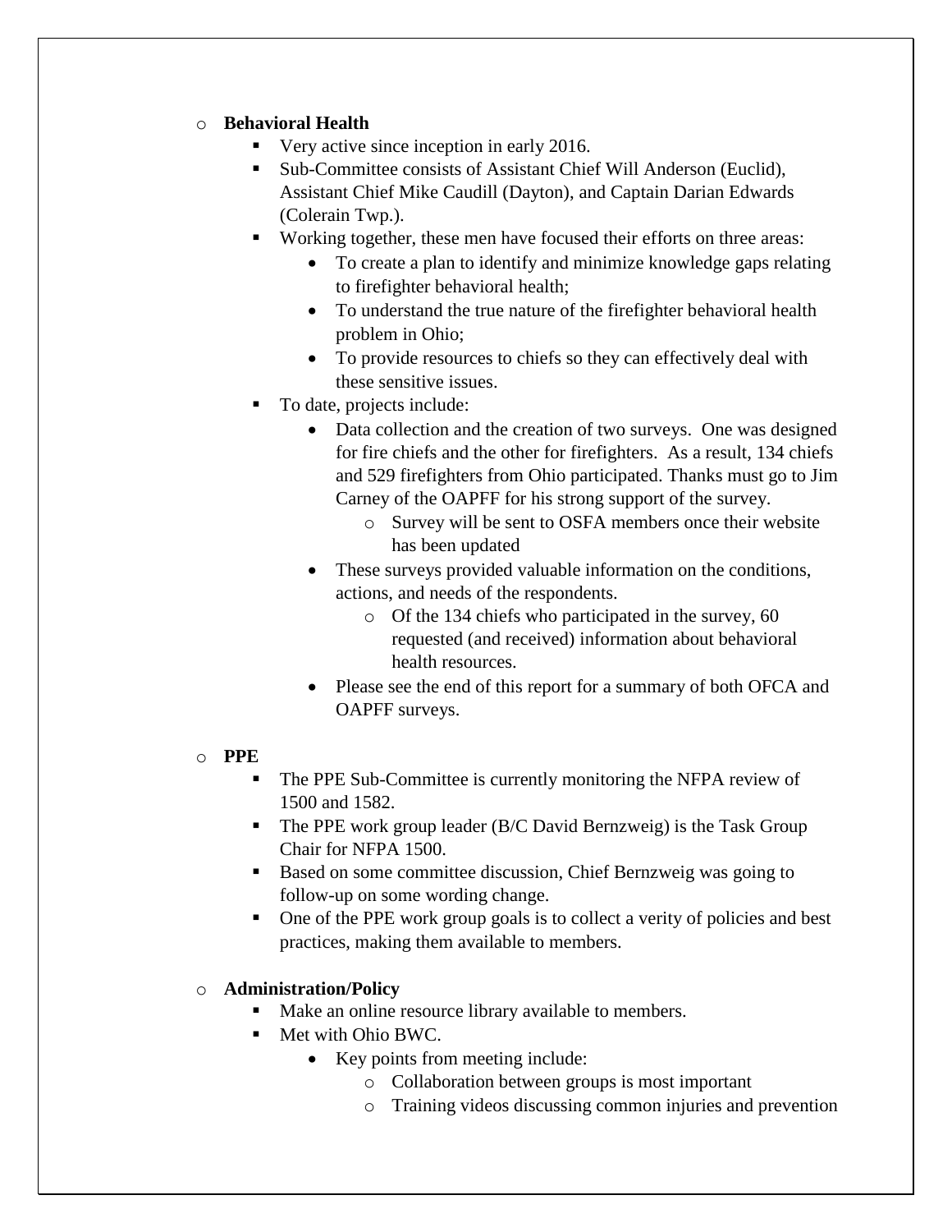- **Behavioral Health**
  - Very active since inception in early 2016.
  - Sub-Committee consists of Assistant Chief Will Anderson (Euclid), Assistant Chief Mike Caudill (Dayton), and Captain Darian Edwards (Colerain Twp.).
  - Working together, these men have focused their efforts on three areas:
    - To create a plan to identify and minimize knowledge gaps relating to firefighter behavioral health;
    - To understand the true nature of the firefighter behavioral health problem in Ohio;
    - To provide resources to chiefs so they can effectively deal with these sensitive issues.
  - To date, projects include:
    - Data collection and the creation of two surveys. One was designed for fire chiefs and the other for firefighters. As a result, 134 chiefs and 529 firefighters from Ohio participated. Thanks must go to Jim Carney of the OAPFF for his strong support of the survey.
      - Survey will be sent to OSFA members once their website has been updated
    - These surveys provided valuable information on the conditions, actions, and needs of the respondents.
      - Of the 134 chiefs who participated in the survey, 60 requested (and received) information about behavioral health resources.
    - Please see the end of this report for a summary of both OFCA and OAPFF surveys.

- **PPE**
  - The PPE Sub-Committee is currently monitoring the NFPA review of 1500 and 1582.
  - The PPE work group leader (B/C David Bernzweig) is the Task Group Chair for NFPA 1500.
  - Based on some committee discussion, Chief Bernzweig was going to follow-up on some wording change.
  - One of the PPE work group goals is to collect a verity of policies and best practices, making them available to members.

- **Administration/Policy**
  - Make an online resource library available to members.
  - Met with Ohio BWC.
    - Key points from meeting include:
      - Collaboration between groups is most important
      - Training videos discussing common injuries and prevention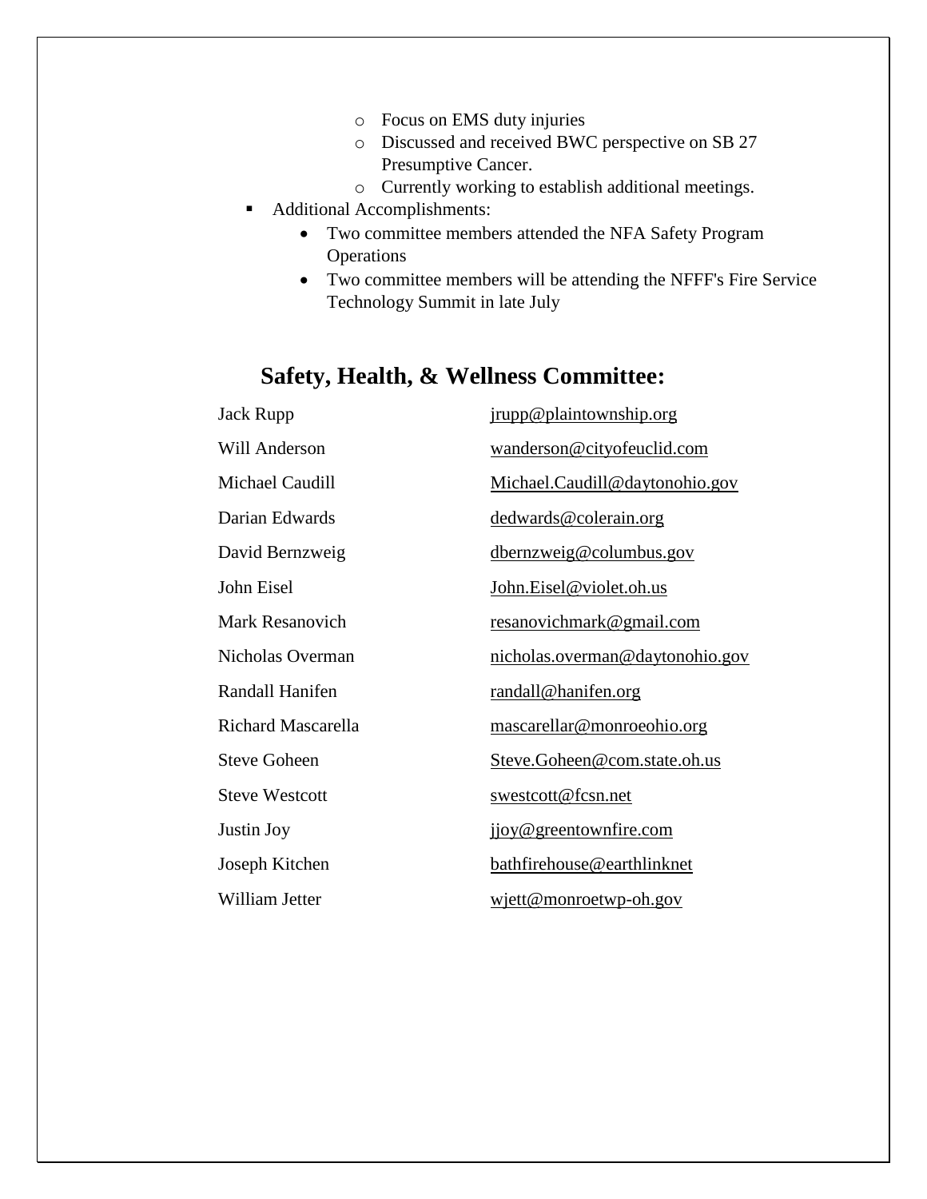- Focus on EMS duty injuries
    - Discussed and received BWC perspective on SB 27 Presumptive Cancer.
    - Currently working to establish additional meetings.
- Additional Accomplishments:
    - Two committee members attended the NFA Safety Program Operations
    - Two committee members will be attending the NFFF's Fire Service Technology Summit in late July

## Safety, Health, & Wellness Committee:

| | |
|---|---|
| Jack Rupp | jrupp@plaintownship.org |
| Will Anderson | wanderson@cityofeuclid.com |
| Michael Caudill | Michael.Caudill@daytonohio.gov |
| Darian Edwards | dedwards@colerain.org |
| David Bernzweig | dbernzweig@columbus.gov |
| John Eisel | John.Eisel@violet.oh.us |
| Mark Resanovich | resanovichmark@gmail.com |
| Nicholas Overman | nicholas.overman@daytonohio.gov |
| Randall Hanifen | randall@hanifen.org |
| Richard Mascarella | mascarellar@monroeohio.org |
| Steve Goheen | Steve.Goheen@com.state.oh.us |
| Steve Westcott | swestcott@fcsn.net |
| Justin Joy | jjoy@greentownfire.com |
| Joseph Kitchen | bathfirehouse@earthlinknet |
| William Jetter | wjett@monroetwp-oh.gov |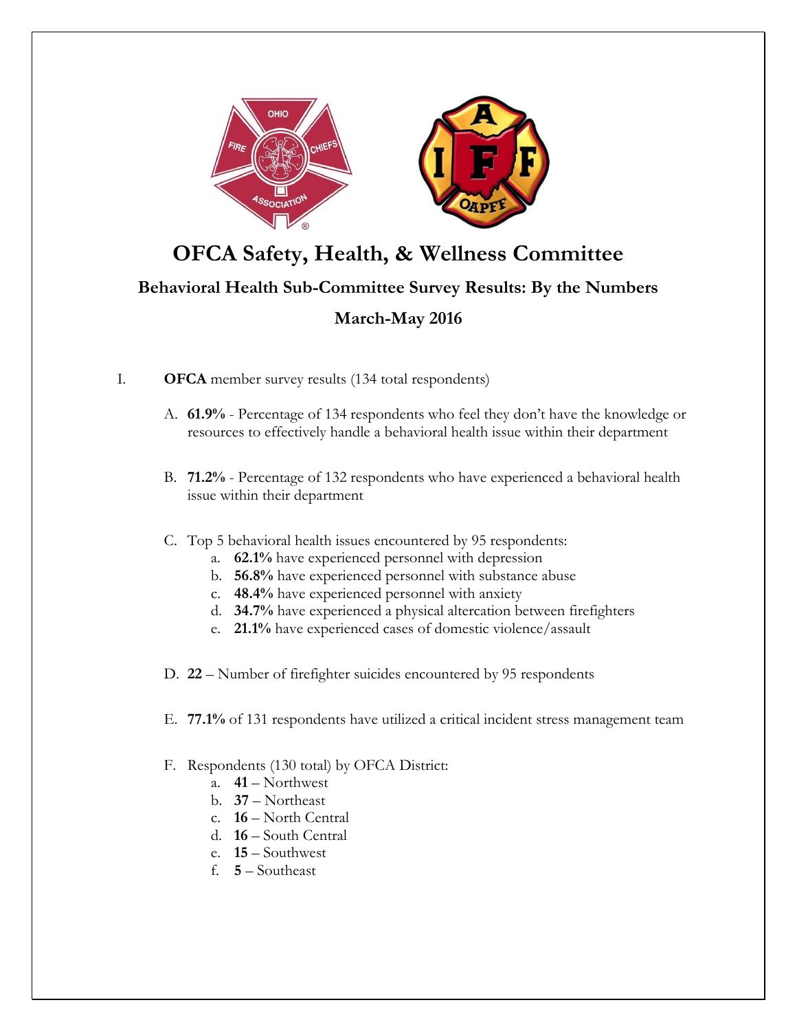# OFCA Safety, Health, & Wellness Committee

## Behavioral Health Sub-Committee Survey Results: By the Numbers

## March-May 2016

I. **OFCA** member survey results (134 total respondents)

A. **61.9%** - Percentage of 134 respondents who feel they don't have the knowledge or resources to effectively handle a behavioral health issue within their department

B. **71.2%** - Percentage of 132 respondents who have experienced a behavioral health issue within their department

C. Top 5 behavioral health issues encountered by 95 respondents:
   a. **62.1%** have experienced personnel with depression
   b. **56.8%** have experienced personnel with substance abuse
   c. **48.4%** have experienced personnel with anxiety
   d. **34.7%** have experienced a physical altercation between firefighters
   e. **21.1%** have experienced cases of domestic violence/assault

D. **22** – Number of firefighter suicides encountered by 95 respondents

E. **77.1%** of 131 respondents have utilized a critical incident stress management team

F. Respondents (130 total) by OFCA District:
   a. **41** – Northwest
   b. **37** – Northeast
   c. **16** – North Central
   d. **16** – South Central
   e. **15** – Southwest
   f. **5** – Southeast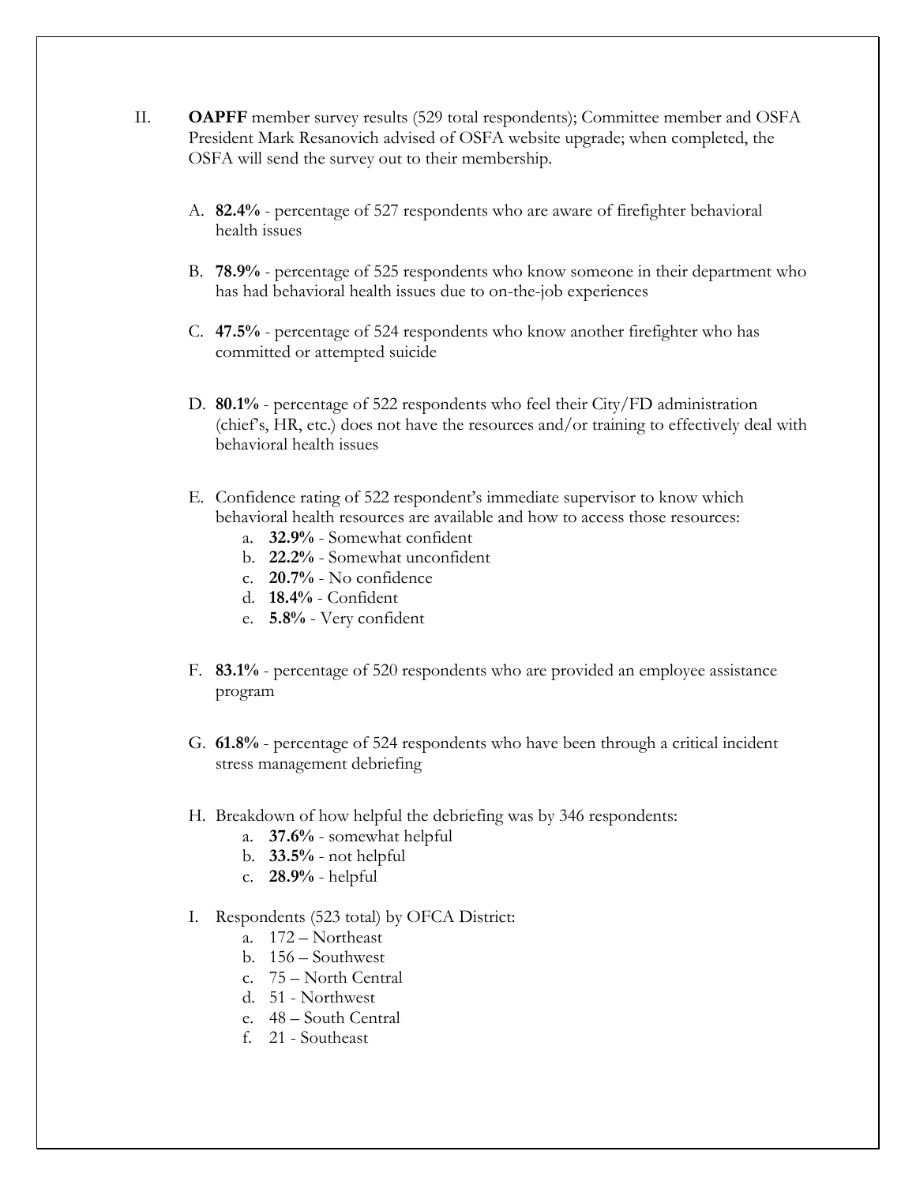II. **OAPFF** member survey results (529 total respondents); Committee member and OSFA President Mark Resanovich advised of OSFA website upgrade; when completed, the OSFA will send the survey out to their membership.

A. **82.4%** - percentage of 527 respondents who are aware of firefighter behavioral health issues

B. **78.9%** - percentage of 525 respondents who know someone in their department who has had behavioral health issues due to on-the-job experiences

C. **47.5%** - percentage of 524 respondents who know another firefighter who has committed or attempted suicide

D. **80.1%** - percentage of 522 respondents who feel their City/FD administration (chief's, HR, etc.) does not have the resources and/or training to effectively deal with behavioral health issues

E. Confidence rating of 522 respondent's immediate supervisor to know which behavioral health resources are available and how to access those resources:
   a. **32.9%** - Somewhat confident
   b. **22.2%** - Somewhat unconfident
   c. **20.7%** - No confidence
   d. **18.4%** - Confident
   e. **5.8%** - Very confident

F. **83.1%** - percentage of 520 respondents who are provided an employee assistance program

G. **61.8%** - percentage of 524 respondents who have been through a critical incident stress management debriefing

H. Breakdown of how helpful the debriefing was by 346 respondents:
   a. **37.6%** - somewhat helpful
   b. **33.5%** - not helpful
   c. **28.9%** - helpful

I. Respondents (523 total) by OFCA District:
   a. 172 – Northeast
   b. 156 – Southwest
   c. 75 – North Central
   d. 51 - Northwest
   e. 48 – South Central
   f. 21 - Southeast